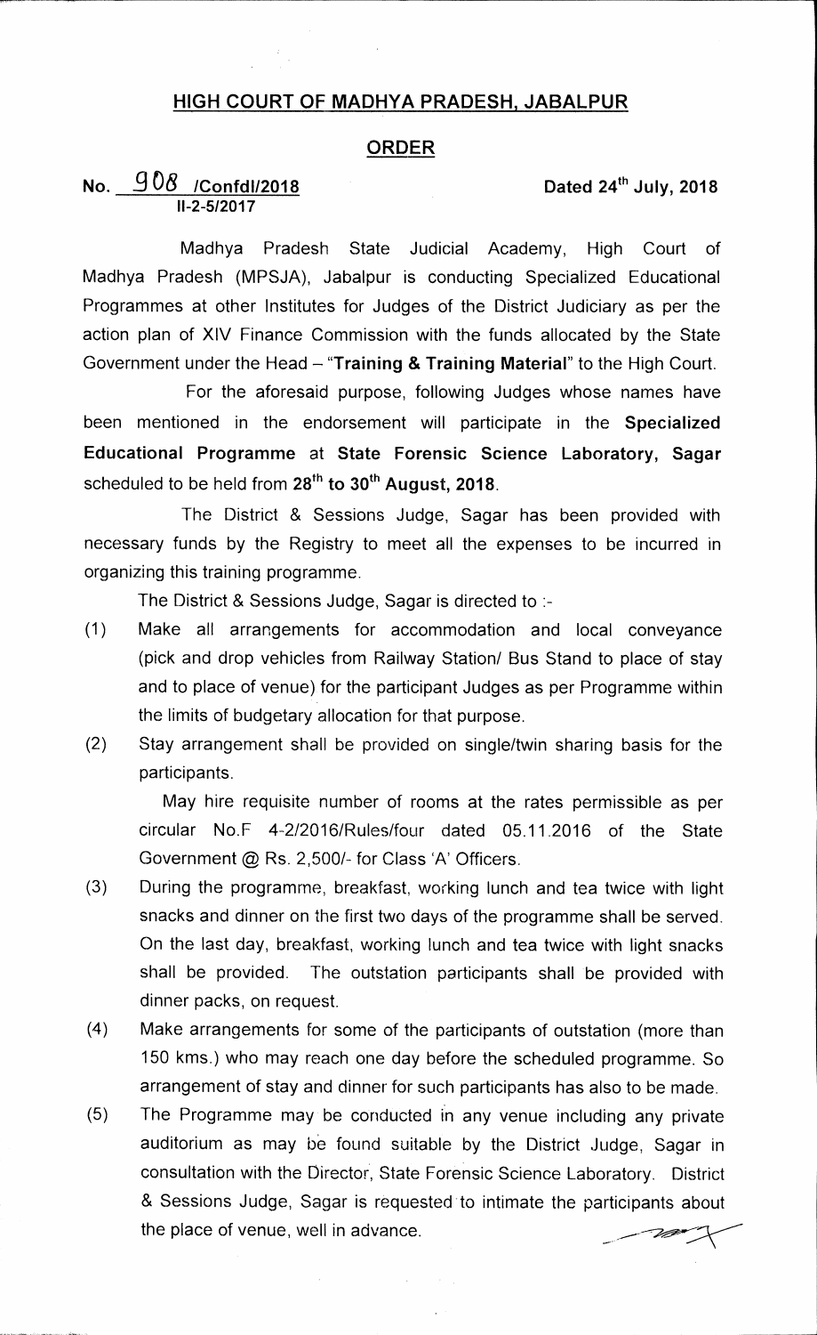# HIGH COURT OF MADHYA PRADESH, JABALPUR

## ORDER

**No. 908 /Confdl/2018** **Dated 24th July, 2018**
**II-2-5/2017**

Madhya Pradesh State Judicial Academy, High Court of Madhya Pradesh (MPSJA), Jabalpur is conducting Specialized Educational Programmes at other Institutes for Judges of the District Judiciary as per the action plan of XIV Finance Commission with the funds allocated by the State Government under the Head – "**Training & Training Material**" to the High Court.

For the aforesaid purpose, following Judges whose names have been mentioned in the endorsement will participate in the **Specialized Educational Programme** at **State Forensic Science Laboratory, Sagar** scheduled to be held from **28th to 30th August, 2018**.

The District & Sessions Judge, Sagar has been provided with necessary funds by the Registry to meet all the expenses to be incurred in organizing this training programme.

The District & Sessions Judge, Sagar is directed to :-

(1) Make all arrangements for accommodation and local conveyance (pick and drop vehicles from Railway Station/ Bus Stand to place of stay and to place of venue) for the participant Judges as per Programme within the limits of budgetary allocation for that purpose.

(2) Stay arrangement shall be provided on single/twin sharing basis for the participants.

May hire requisite number of rooms at the rates permissible as per circular No.F 4-2/2016/Rules/four dated 05.11.2016 of the State Government @ Rs. 2,500/- for Class 'A' Officers.

(3) During the programme, breakfast, working lunch and tea twice with light snacks and dinner on the first two days of the programme shall be served. On the last day, breakfast, working lunch and tea twice with light snacks shall be provided. The outstation participants shall be provided with dinner packs, on request.

(4) Make arrangements for some of the participants of outstation (more than 150 kms.) who may reach one day before the scheduled programme. So arrangement of stay and dinner for such participants has also to be made.

(5) The Programme may be conducted in any venue including any private auditorium as may be found suitable by the District Judge, Sagar in consultation with the Director, State Forensic Science Laboratory. District & Sessions Judge, Sagar is requested to intimate the participants about the place of venue, well in advance.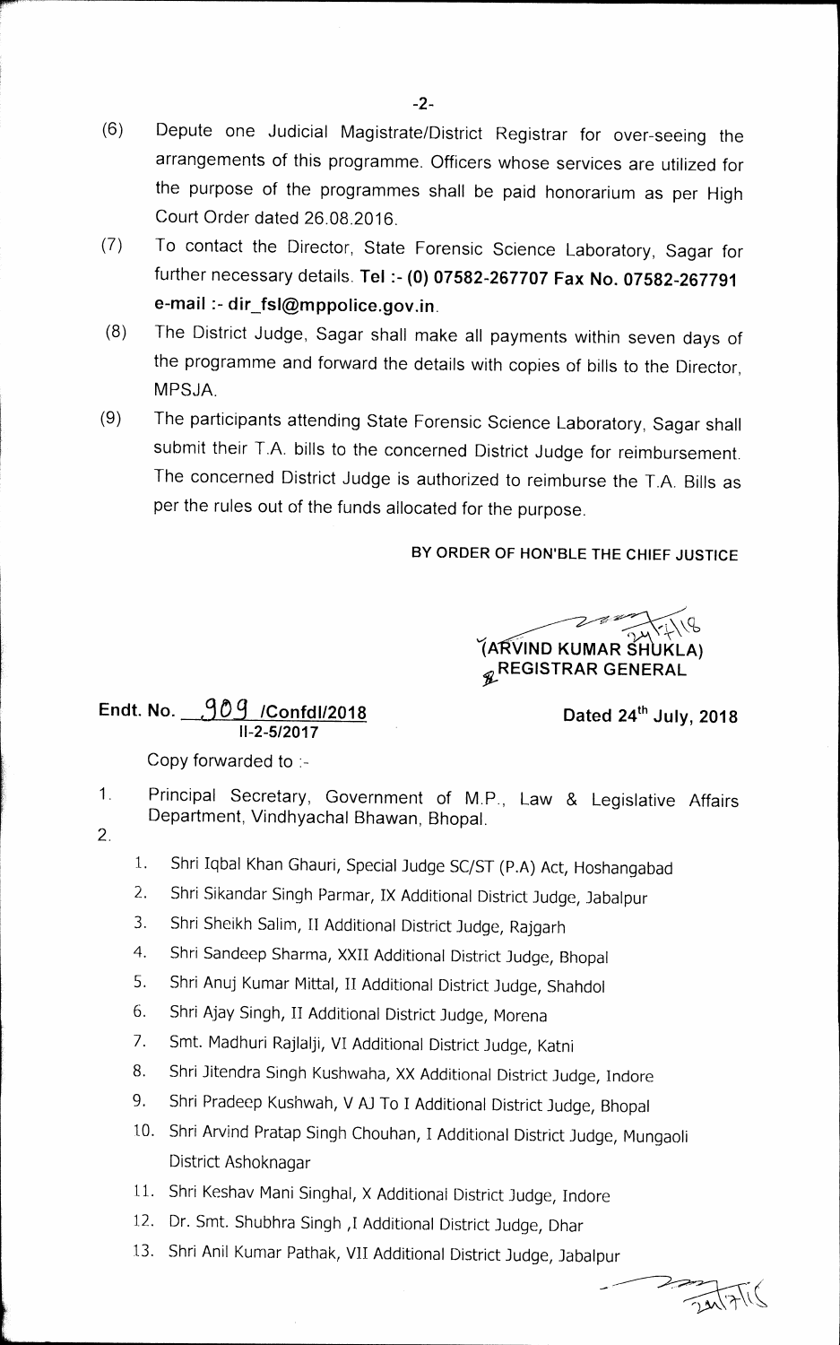(6) Depute one Judicial Magistrate/District Registrar for over-seeing the arrangements of this programme. Officers whose services are utilized for the purpose of the programmes shall be paid honorarium as per High Court Order dated 26.08.2016.

(7) To contact the Director, State Forensic Science Laboratory, Sagar for further necessary details. **Tel :- (0) 07582-267707 Fax No. 07582-267791 e-mail :- dir_fsl@mppolice.gov.in**.

(8) The District Judge, Sagar shall make all payments within seven days of the programme and forward the details with copies of bills to the Director, MPSJA.

(9) The participants attending State Forensic Science Laboratory, Sagar shall submit their T.A. bills to the concerned District Judge for reimbursement. The concerned District Judge is authorized to reimburse the T.A. Bills as per the rules out of the funds allocated for the purpose.

**BY ORDER OF HON'BLE THE CHIEF JUSTICE**

24.7.18

**(ARVIND KUMAR SHUKLA)**
**REGISTRAR GENERAL**

**Endt. No. 909 /Confdl/2018**
**II-2-5/2017**

**Dated 24th July, 2018**

Copy forwarded to :-

1. Principal Secretary, Government of M.P., Law & Legislative Affairs Department, Vindhyachal Bhawan, Bhopal.
2. 
    1. Shri Iqbal Khan Ghauri, Special Judge SC/ST (P.A) Act, Hoshangabad
    2. Shri Sikandar Singh Parmar, IX Additional District Judge, Jabalpur
    3. Shri Sheikh Salim, II Additional District Judge, Rajgarh
    4. Shri Sandeep Sharma, XXII Additional District Judge, Bhopal
    5. Shri Anuj Kumar Mittal, II Additional District Judge, Shahdol
    6. Shri Ajay Singh, II Additional District Judge, Morena
    7. Smt. Madhuri Rajlalji, VI Additional District Judge, Katni
    8. Shri Jitendra Singh Kushwaha, XX Additional District Judge, Indore
    9. Shri Pradeep Kushwah, V AJ To I Additional District Judge, Bhopal
    10. Shri Arvind Pratap Singh Chouhan, I Additional District Judge, Mungaoli District Ashoknagar
    11. Shri Keshav Mani Singhal, X Additional District Judge, Indore
    12. Dr. Smt. Shubhra Singh ,I Additional District Judge, Dhar
    13. Shri Anil Kumar Pathak, VII Additional District Judge, Jabalpur

24.7.18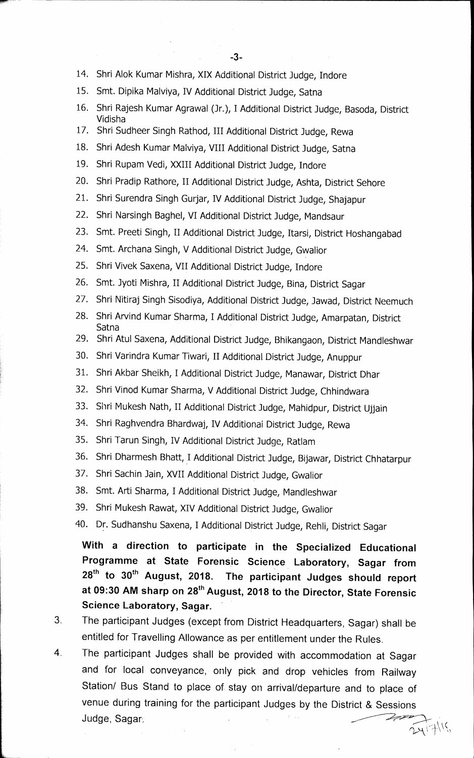14. Shri Alok Kumar Mishra, XIX Additional District Judge, Indore
15. Smt. Dipika Malviya, IV Additional District Judge, Satna
16. Shri Rajesh Kumar Agrawal (Jr.), I Additional District Judge, Basoda, District Vidisha
17. Shri Sudheer Singh Rathod, III Additional District Judge, Rewa
18. Shri Adesh Kumar Malviya, VIII Additional District Judge, Satna
19. Shri Rupam Vedi, XXIII Additional District Judge, Indore
20. Shri Pradip Rathore, II Additional District Judge, Ashta, District Sehore
21. Shri Surendra Singh Gurjar, IV Additional District Judge, Shajapur
22. Shri Narsingh Baghel, VI Additional District Judge, Mandsaur
23. Smt. Preeti Singh, II Additional District Judge, Itarsi, District Hoshangabad
24. Smt. Archana Singh, V Additional District Judge, Gwalior
25. Shri Vivek Saxena, VII Additional District Judge, Indore
26. Smt. Jyoti Mishra, II Additional District Judge, Bina, District Sagar
27. Shri Nitiraj Singh Sisodiya, Additional District Judge, Jawad, District Neemuch
28. Shri Arvind Kumar Sharma, I Additional District Judge, Amarpatan, District Satna
29. Shri Atul Saxena, Additional District Judge, Bhikangaon, District Mandleshwar
30. Shri Varindra Kumar Tiwari, II Additional District Judge, Anuppur
31. Shri Akbar Sheikh, I Additional District Judge, Manawar, District Dhar
32. Shri Vinod Kumar Sharma, V Additional District Judge, Chhindwara
33. Shri Mukesh Nath, II Additional District Judge, Mahidpur, District Ujjain
34. Shri Raghvendra Bhardwaj, IV Additional District Judge, Rewa
35. Shri Tarun Singh, IV Additional District Judge, Ratlam
36. Shri Dharmesh Bhatt, I Additional District Judge, Bijawar, District Chhatarpur
37. Shri Sachin Jain, XVII Additional District Judge, Gwalior
38. Smt. Arti Sharma, I Additional District Judge, Mandleshwar
39. Shri Mukesh Rawat, XIV Additional District Judge, Gwalior
40. Dr. Sudhanshu Saxena, I Additional District Judge, Rehli, District Sagar

**With a direction to participate in the Specialized Educational Programme at State Forensic Science Laboratory, Sagar from 28th to 30th August, 2018. The participant Judges should report at 09:30 AM sharp on 28th August, 2018 to the Director, State Forensic Science Laboratory, Sagar.**

3. The participant Judges (except from District Headquarters, Sagar) shall be entitled for Travelling Allowance as per entitlement under the Rules.

4. The participant Judges shall be provided with accommodation at Sagar and for local conveyance, only pick and drop vehicles from Railway Station/ Bus Stand to place of stay on arrival/departure and to place of venue during training for the participant Judges by the District & Sessions Judge, Sagar.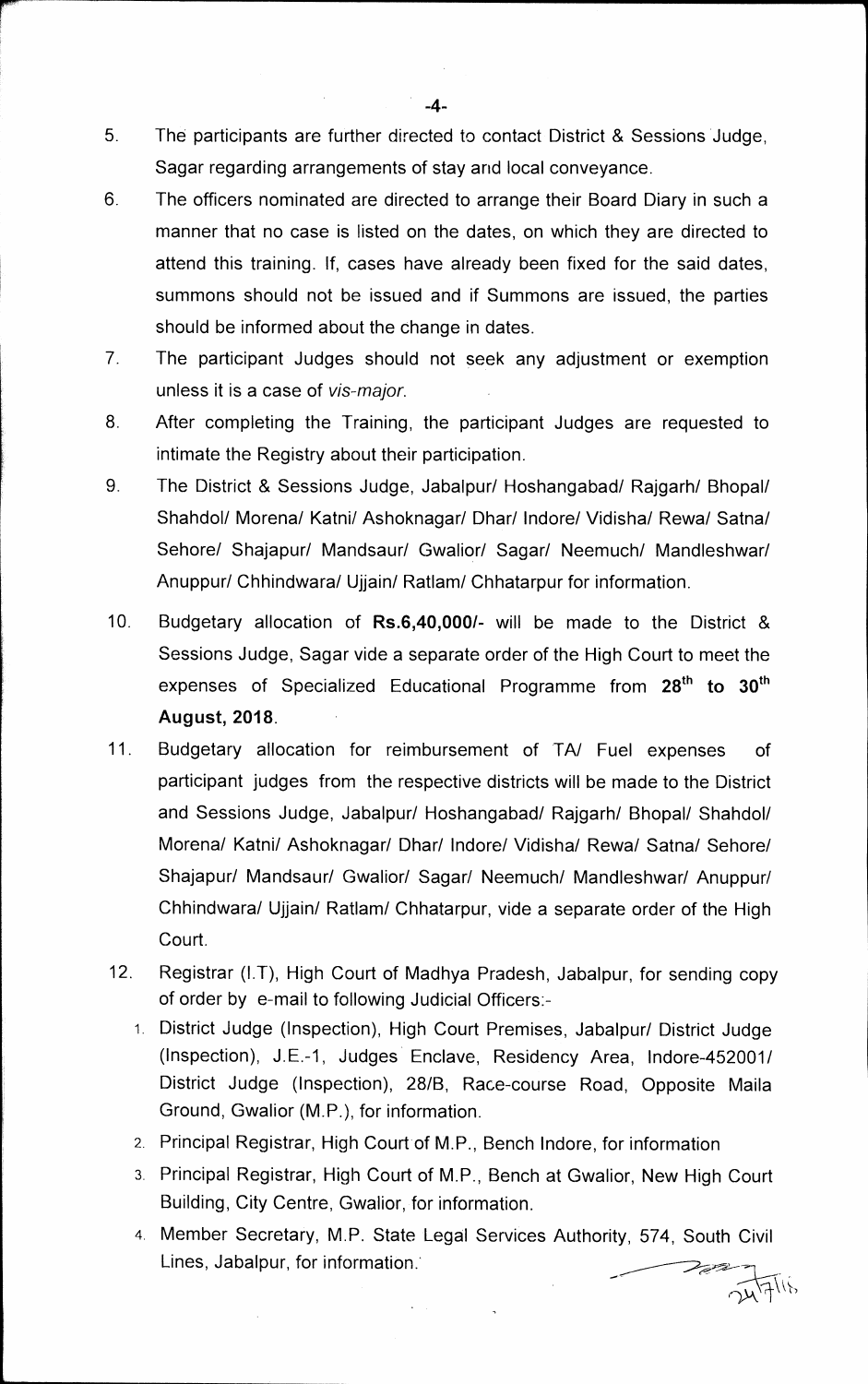5. The participants are further directed to contact District & Sessions Judge, Sagar regarding arrangements of stay and local conveyance.
6. The officers nominated are directed to arrange their Board Diary in such a manner that no case is listed on the dates, on which they are directed to attend this training. If, cases have already been fixed for the said dates, summons should not be issued and if Summons are issued, the parties should be informed about the change in dates.
7. The participant Judges should not seek any adjustment or exemption unless it is a case of *vis-major*.
8. After completing the Training, the participant Judges are requested to intimate the Registry about their participation.
9. The District & Sessions Judge, Jabalpur/ Hoshangabad/ Rajgarh/ Bhopal/ Shahdol/ Morena/ Katni/ Ashoknagar/ Dhar/ Indore/ Vidisha/ Rewa/ Satna/ Sehore/ Shajapur/ Mandsaur/ Gwalior/ Sagar/ Neemuch/ Mandleshwar/ Anuppur/ Chhindwara/ Ujjain/ Ratlam/ Chhatarpur for information.
10. Budgetary allocation of **Rs.6,40,000/-** will be made to the District & Sessions Judge, Sagar vide a separate order of the High Court to meet the expenses of Specialized Educational Programme from **28th to 30th August, 2018**.
11. Budgetary allocation for reimbursement of TA/ Fuel expenses of participant judges from the respective districts will be made to the District and Sessions Judge, Jabalpur/ Hoshangabad/ Rajgarh/ Bhopal/ Shahdol/ Morena/ Katni/ Ashoknagar/ Dhar/ Indore/ Vidisha/ Rewa/ Satna/ Sehore/ Shajapur/ Mandsaur/ Gwalior/ Sagar/ Neemuch/ Mandleshwar/ Anuppur/ Chhindwara/ Ujjain/ Ratlam/ Chhatarpur, vide a separate order of the High Court.
12. Registrar (I.T), High Court of Madhya Pradesh, Jabalpur, for sending copy of order by e-mail to following Judicial Officers:-
    1. District Judge (Inspection), High Court Premises, Jabalpur/ District Judge (Inspection), J.E.-1, Judges Enclave, Residency Area, Indore-452001/ District Judge (Inspection), 28/B, Race-course Road, Opposite Maila Ground, Gwalior (M.P.), for information.
    2. Principal Registrar, High Court of M.P., Bench Indore, for information
    3. Principal Registrar, High Court of M.P., Bench at Gwalior, New High Court Building, City Centre, Gwalior, for information.
    4. Member Secretary, M.P. State Legal Services Authority, 574, South Civil Lines, Jabalpur, for information.

24/7/18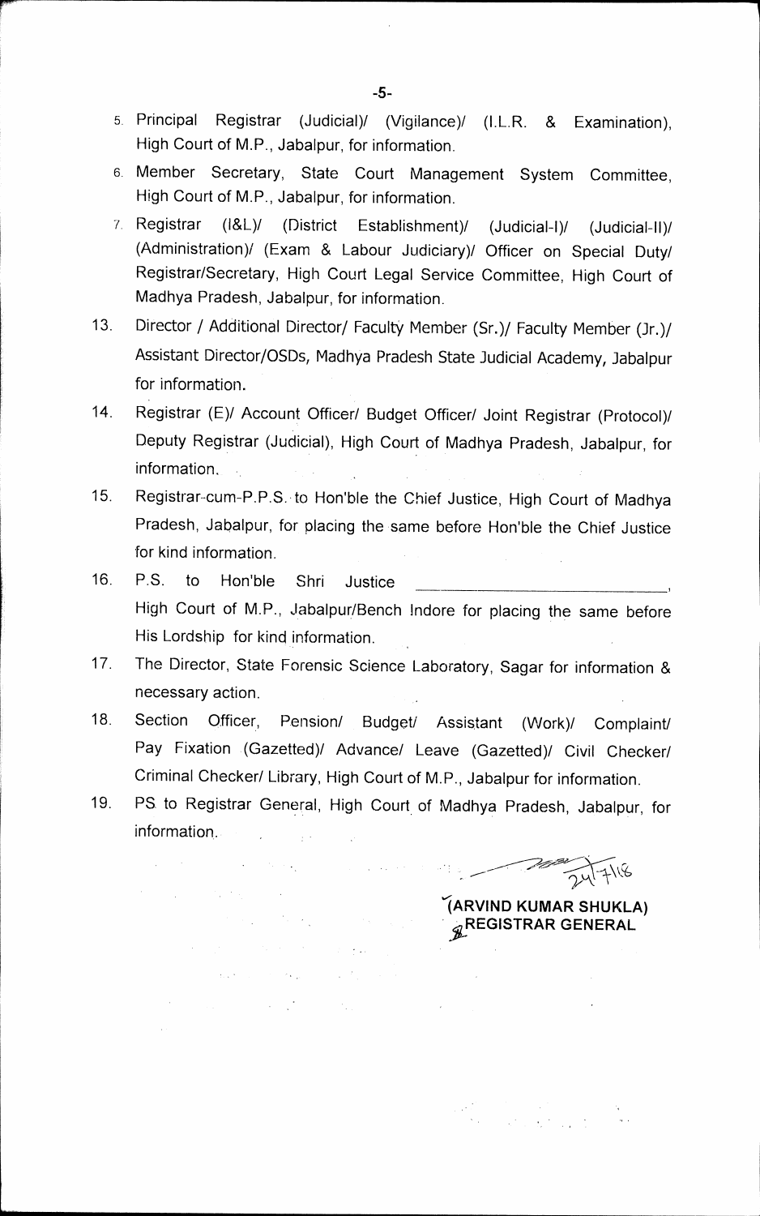5. Principal Registrar (Judicial)/ (Vigilance)/ (I.L.R. & Examination), High Court of M.P., Jabalpur, for information.
6. Member Secretary, State Court Management System Committee, High Court of M.P., Jabalpur, for information.
7. Registrar (I&L)/ (District Establishment)/ (Judicial-I)/ (Judicial-II)/ (Administration)/ (Exam & Labour Judiciary)/ Officer on Special Duty/ Registrar/Secretary, High Court Legal Service Committee, High Court of Madhya Pradesh, Jabalpur, for information.

13. Director / Additional Director/ Faculty Member (Sr.)/ Faculty Member (Jr.)/ Assistant Director/OSDs, Madhya Pradesh State Judicial Academy, Jabalpur for information.
14. Registrar (E)/ Account Officer/ Budget Officer/ Joint Registrar (Protocol)/ Deputy Registrar (Judicial), High Court of Madhya Pradesh, Jabalpur, for information.
15. Registrar-cum-P.P.S. to Hon'ble the Chief Justice, High Court of Madhya Pradesh, Jabalpur, for placing the same before Hon'ble the Chief Justice for kind information.
16. P.S. to Hon'ble Shri Justice ______________________________, High Court of M.P., Jabalpur/Bench Indore for placing the same before His Lordship for kind information.
17. The Director, State Forensic Science Laboratory, Sagar for information & necessary action.
18. Section Officer, Pension/ Budget/ Assistant (Work)/ Complaint/ Pay Fixation (Gazetted)/ Advance/ Leave (Gazetted)/ Civil Checker/ Criminal Checker/ Library, High Court of M.P., Jabalpur for information.
19. PS to Registrar General, High Court of Madhya Pradesh, Jabalpur, for information.

24/7/18

**(ARVIND KUMAR SHUKLA)**
**REGISTRAR GENERAL**